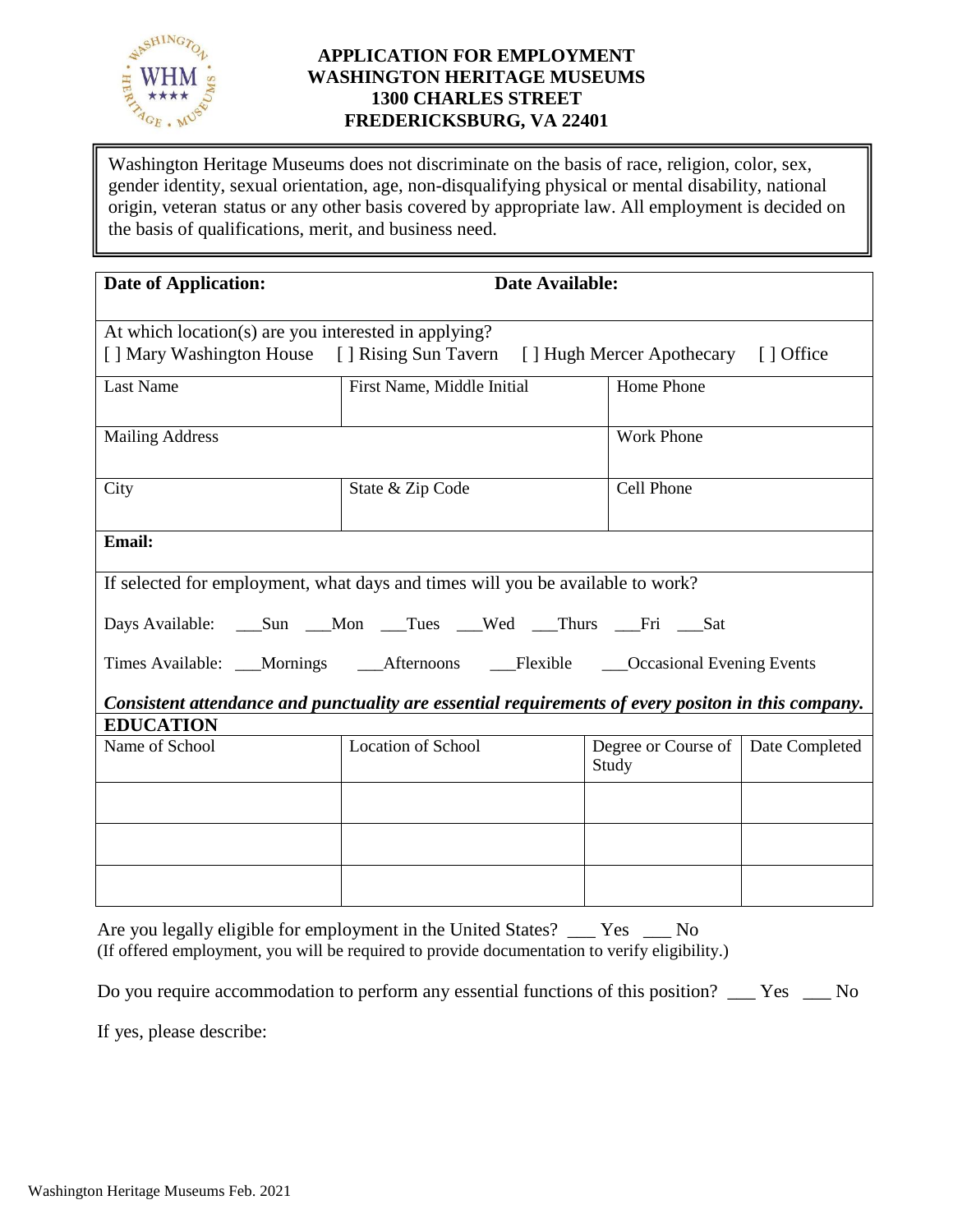# APPLICATION FOR EMPLOYMENT
# WASHINGTON HERITAGE MUSEUMS
# 1300 CHARLES STREET
# FREDERICKSBURG, VA 22401

Washington Heritage Museums does not discriminate on the basis of race, religion, color, sex, gender identity, sexual orientation, age, non-disqualifying physical or mental disability, national origin, veteran status or any other basis covered by appropriate law. All employment is decided on the basis of qualifications, merit, and business need.

| **Date of Application:** | **Date Available:** | |
|---|---|---|
| At which location(s) are you interested in applying? [ ] Mary Washington House [ ] Rising Sun Tavern [ ] Hugh Mercer Apothecary [ ] Office | | |
| Last Name | First Name, Middle Initial | Home Phone |
| Mailing Address | | Work Phone |
| City | State & Zip Code | Cell Phone |
| **Email:** | | |

If selected for employment, what days and times will you be available to work?

Days Available: ___Sun ___Mon ___Tues ___Wed ___Thurs ___Fri ___Sat

Times Available: ___Mornings ___Afternoons ___Flexible ___Occasional Evening Events

***Consistent attendance and punctuality are essential requirements of every positon in this company.***

**EDUCATION**

| Name of School | Location of School | Degree or Course of Study | Date Completed |
|---|---|---|---|
| | | | |
| | | | |
| | | | |

Are you legally eligible for employment in the United States? ___ Yes ___ No
(If offered employment, you will be required to provide documentation to verify eligibility.)

Do you require accommodation to perform any essential functions of this position? ___ Yes ___ No

If yes, please describe: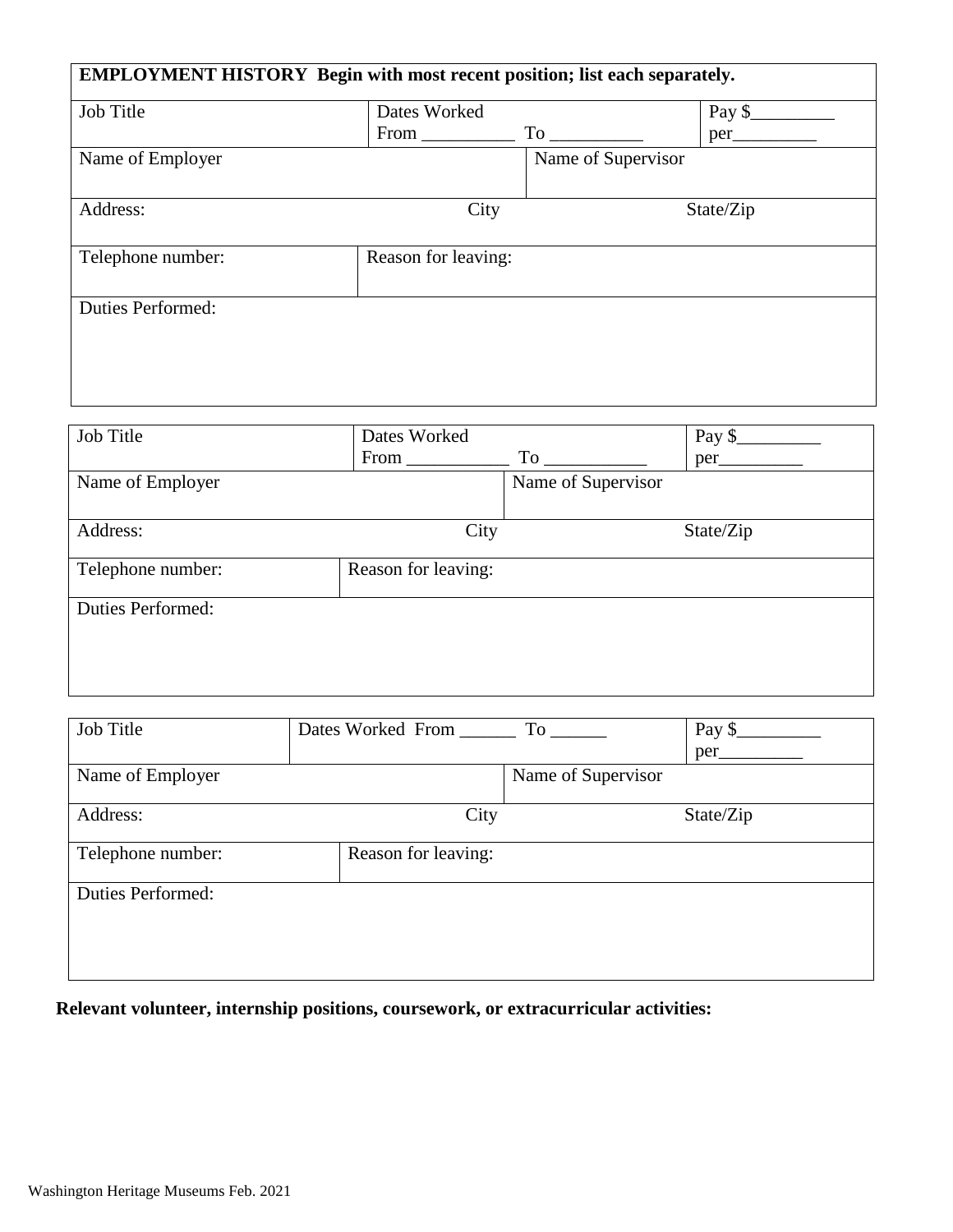**EMPLOYMENT HISTORY Begin with most recent position; list each separately.**

| Job Title | Dates Worked From __________ To __________ | Pay $_________ per_________ |
|---|---|---|
| Name of Employer | Name of Supervisor | |
| Address: | City | State/Zip |
| Telephone number: | Reason for leaving: | |
| Duties Performed: | | |

| Job Title | Dates Worked From ___________ To ___________ | Pay $_________ per_________ |
|---|---|---|
| Name of Employer | Name of Supervisor | |
| Address: | City | State/Zip |
| Telephone number: | Reason for leaving: | |
| Duties Performed: | | |

| Job Title | Dates Worked From ______ To ______ | Pay $_________ per_________ |
|---|---|---|
| Name of Employer | Name of Supervisor | |
| Address: | City | State/Zip |
| Telephone number: | Reason for leaving: | |
| Duties Performed: | | |

**Relevant volunteer, internship positions, coursework, or extracurricular activities:**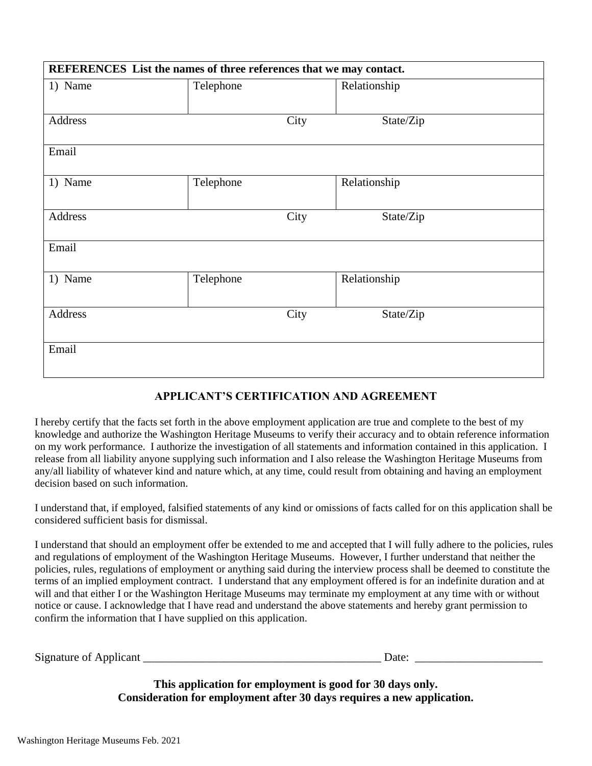| **REFERENCES** **List the names of three references that we may contact.** | | |
|---|---|---|
| 1) Name | Telephone | Relationship |
| Address | City | State/Zip |
| Email | | |
| 1) Name | Telephone | Relationship |
| Address | City | State/Zip |
| Email | | |
| 1) Name | Telephone | Relationship |
| Address | City | State/Zip |
| Email | | |

## APPLICANT'S CERTIFICATION AND AGREEMENT

I hereby certify that the facts set forth in the above employment application are true and complete to the best of my knowledge and authorize the Washington Heritage Museums to verify their accuracy and to obtain reference information on my work performance. I authorize the investigation of all statements and information contained in this application. I release from all liability anyone supplying such information and I also release the Washington Heritage Museums from any/all liability of whatever kind and nature which, at any time, could result from obtaining and having an employment decision based on such information.

I understand that, if employed, falsified statements of any kind or omissions of facts called for on this application shall be considered sufficient basis for dismissal.

I understand that should an employment offer be extended to me and accepted that I will fully adhere to the policies, rules and regulations of employment of the Washington Heritage Museums. However, I further understand that neither the policies, rules, regulations of employment or anything said during the interview process shall be deemed to constitute the terms of an implied employment contract. I understand that any employment offered is for an indefinite duration and at will and that either I or the Washington Heritage Museums may terminate my employment at any time with or without notice or cause. I acknowledge that I have read and understand the above statements and hereby grant permission to confirm the information that I have supplied on this application.

Signature of Applicant _________________________________________ Date: ______________________

**This application for employment is good for 30 days only.**
**Consideration for employment after 30 days requires a new application.**

Washington Heritage Museums Feb. 2021